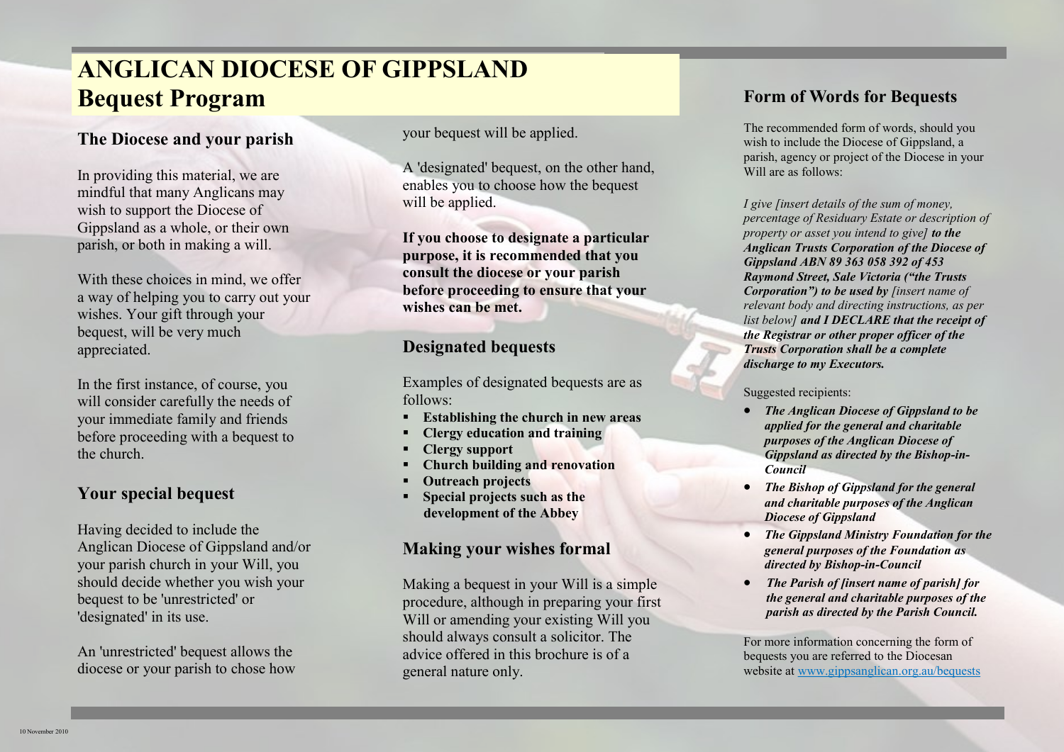# ANGLICAN DIOCESE OF GIPPSLAND
# Bequest Program

## The Diocese and your parish

In providing this material, we are mindful that many Anglicans may wish to support the Diocese of Gippsland as a whole, or their own parish, or both in making a will.

With these choices in mind, we offer a way of helping you to carry out your wishes. Your gift through your bequest, will be very much appreciated.

In the first instance, of course, you will consider carefully the needs of your immediate family and friends before proceeding with a bequest to the church.

## Your special bequest

Having decided to include the Anglican Diocese of Gippsland and/or your parish church in your Will, you should decide whether you wish your bequest to be 'unrestricted' or 'designated' in its use.

An 'unrestricted' bequest allows the diocese or your parish to chose how your bequest will be applied.

A 'designated' bequest, on the other hand, enables you to choose how the bequest will be applied.

**If you choose to designate a particular purpose, it is recommended that you consult the diocese or your parish before proceeding to ensure that your wishes can be met.**

## Designated bequests

Examples of designated bequests are as follows:

- **Establishing the church in new areas**
- **Clergy education and training**
- **Clergy support**
- **Church building and renovation**
- **Outreach projects**
- **Special projects such as the development of the Abbey**

## Making your wishes formal

Making a bequest in your Will is a simple procedure, although in preparing your first Will or amending your existing Will you should always consult a solicitor. The advice offered in this brochure is of a general nature only.

## Form of Words for Bequests

The recommended form of words, should you wish to include the Diocese of Gippsland, a parish, agency or project of the Diocese in your Will are as follows:

*I give [insert details of the sum of money, percentage of Residuary Estate or description of property or asset you intend to give]* ***to the Anglican Trusts Corporation of the Diocese of Gippsland ABN 89 363 058 392 of 453 Raymond Street, Sale Victoria ("the Trusts Corporation") to be used by*** *[insert name of relevant body and directing instructions, as per list below]* ***and I DECLARE that the receipt of the Registrar or other proper officer of the Trusts Corporation shall be a complete discharge to my Executors.***

Suggested recipients:

- ***The Anglican Diocese of Gippsland to be applied for the general and charitable purposes of the Anglican Diocese of Gippsland as directed by the Bishop-in-Council***
- ***The Bishop of Gippsland for the general and charitable purposes of the Anglican Diocese of Gippsland***
- ***The Gippsland Ministry Foundation for the general purposes of the Foundation as directed by Bishop-in-Council***
- ***The Parish of [insert name of parish] for the general and charitable purposes of the parish as directed by the Parish Council.***

For more information concerning the form of bequests you are referred to the Diocesan website at www.gippsanglican.org.au/bequests

10 November 2010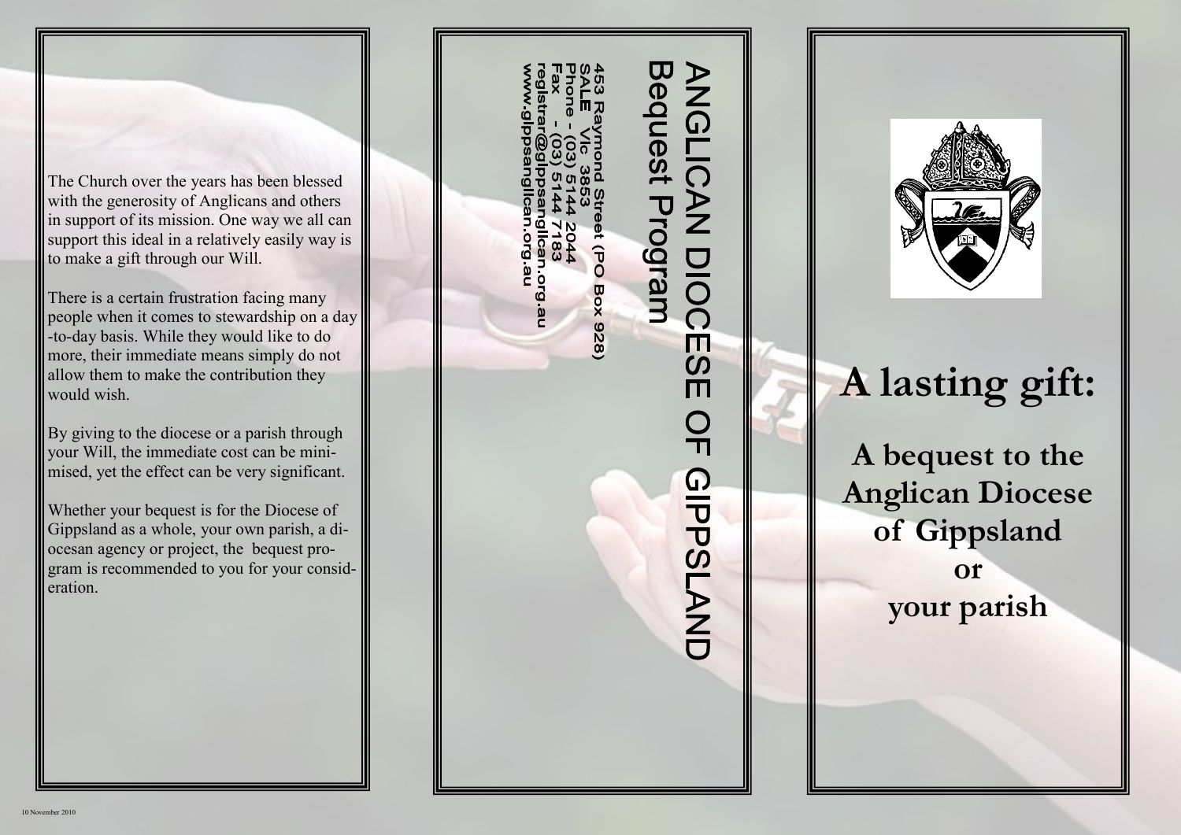The Church over the years has been blessed with the generosity of Anglicans and others in support of its mission. One way we all can support this ideal in a relatively easily way is to make a gift through our Will.

There is a certain frustration facing many people when it comes to stewardship on a day-to-day basis. While they would like to do more, their immediate means simply do not allow them to make the contribution they would wish.

By giving to the diocese or a parish through your Will, the immediate cost can be minimised, yet the effect can be very significant.

Whether your bequest is for the Diocese of Gippsland as a whole, your own parish, a diocesan agency or project, the bequest program is recommended to you for your consideration.

# ANGLICAN DIOCESE OF GIPPSLAND

## Bequest Program

453 Raymond Street (PO Box 928)
**SALE** Vic 3853
Phone - (03) 5144 2044
Fax - (03) 5144 7183
registrar@gippsanglican.org.au
www.gippsanglican.org.au

# A lasting gift:

## A bequest to the Anglican Diocese of Gippsland or your parish

10 November 2010